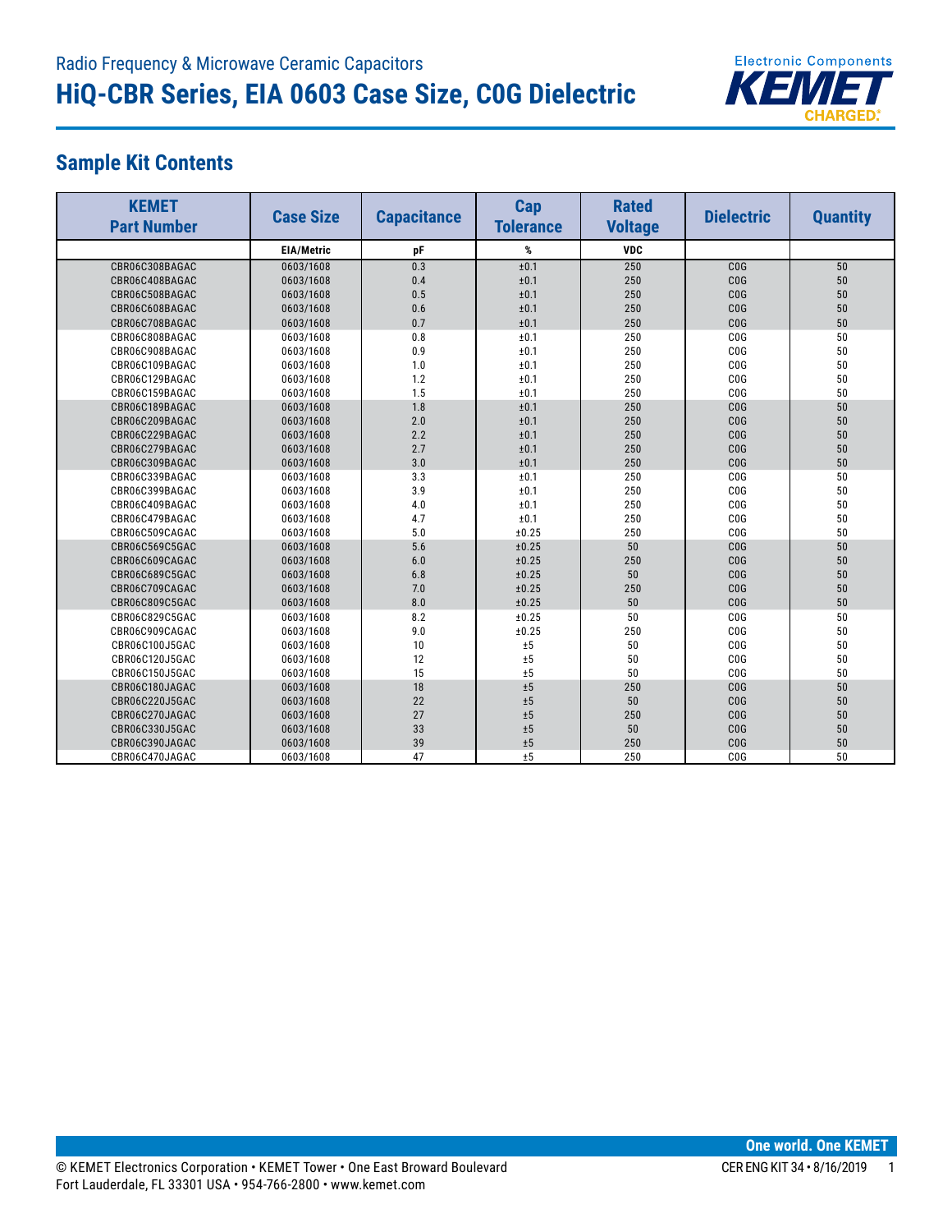Radio Frequency & Microwave Ceramic Capacitors

# HiQ-CBR Series, EIA 0603 Case Size, C0G Dielectric

## Sample Kit Contents

| KEMET Part Number | Case Size | Capacitance | Cap Tolerance | Rated Voltage | Dielectric | Quantity |
|---|---|---|---|---|---|---|
| | EIA/Metric | pF | % | VDC | | |
| CBR06C308BAGAC | 0603/1608 | 0.3 | ±0.1 | 250 | C0G | 50 |
| CBR06C408BAGAC | 0603/1608 | 0.4 | ±0.1 | 250 | C0G | 50 |
| CBR06C508BAGAC | 0603/1608 | 0.5 | ±0.1 | 250 | C0G | 50 |
| CBR06C608BAGAC | 0603/1608 | 0.6 | ±0.1 | 250 | C0G | 50 |
| CBR06C708BAGAC | 0603/1608 | 0.7 | ±0.1 | 250 | C0G | 50 |
| CBR06C808BAGAC | 0603/1608 | 0.8 | ±0.1 | 250 | C0G | 50 |
| CBR06C908BAGAC | 0603/1608 | 0.9 | ±0.1 | 250 | C0G | 50 |
| CBR06C109BAGAC | 0603/1608 | 1.0 | ±0.1 | 250 | C0G | 50 |
| CBR06C129BAGAC | 0603/1608 | 1.2 | ±0.1 | 250 | C0G | 50 |
| CBR06C159BAGAC | 0603/1608 | 1.5 | ±0.1 | 250 | C0G | 50 |
| CBR06C189BAGAC | 0603/1608 | 1.8 | ±0.1 | 250 | C0G | 50 |
| CBR06C209BAGAC | 0603/1608 | 2.0 | ±0.1 | 250 | C0G | 50 |
| CBR06C229BAGAC | 0603/1608 | 2.2 | ±0.1 | 250 | C0G | 50 |
| CBR06C279BAGAC | 0603/1608 | 2.7 | ±0.1 | 250 | C0G | 50 |
| CBR06C309BAGAC | 0603/1608 | 3.0 | ±0.1 | 250 | C0G | 50 |
| CBR06C339BAGAC | 0603/1608 | 3.3 | ±0.1 | 250 | C0G | 50 |
| CBR06C399BAGAC | 0603/1608 | 3.9 | ±0.1 | 250 | C0G | 50 |
| CBR06C409BAGAC | 0603/1608 | 4.0 | ±0.1 | 250 | C0G | 50 |
| CBR06C479BAGAC | 0603/1608 | 4.7 | ±0.1 | 250 | C0G | 50 |
| CBR06C509CAGAC | 0603/1608 | 5.0 | ±0.25 | 250 | C0G | 50 |
| CBR06C569C5GAC | 0603/1608 | 5.6 | ±0.25 | 50 | C0G | 50 |
| CBR06C609CAGAC | 0603/1608 | 6.0 | ±0.25 | 250 | C0G | 50 |
| CBR06C689C5GAC | 0603/1608 | 6.8 | ±0.25 | 50 | C0G | 50 |
| CBR06C709CAGAC | 0603/1608 | 7.0 | ±0.25 | 250 | C0G | 50 |
| CBR06C809C5GAC | 0603/1608 | 8.0 | ±0.25 | 50 | C0G | 50 |
| CBR06C829C5GAC | 0603/1608 | 8.2 | ±0.25 | 50 | C0G | 50 |
| CBR06C909CAGAC | 0603/1608 | 9.0 | ±0.25 | 250 | C0G | 50 |
| CBR06C100J5GAC | 0603/1608 | 10 | ±5 | 50 | C0G | 50 |
| CBR06C120J5GAC | 0603/1608 | 12 | ±5 | 50 | C0G | 50 |
| CBR06C150J5GAC | 0603/1608 | 15 | ±5 | 50 | C0G | 50 |
| CBR06C180JAGAC | 0603/1608 | 18 | ±5 | 250 | C0G | 50 |
| CBR06C220J5GAC | 0603/1608 | 22 | ±5 | 50 | C0G | 50 |
| CBR06C270JAGAC | 0603/1608 | 27 | ±5 | 250 | C0G | 50 |
| CBR06C330J5GAC | 0603/1608 | 33 | ±5 | 50 | C0G | 50 |
| CBR06C390JAGAC | 0603/1608 | 39 | ±5 | 250 | C0G | 50 |
| CBR06C470JAGAC | 0603/1608 | 47 | ±5 | 250 | C0G | 50 |

© KEMET Electronics Corporation • KEMET Tower • One East Broward Boulevard
Fort Lauderdale, FL 33301 USA • 954-766-2800 • www.kemet.com

CER ENG KIT 34 • 8/16/2019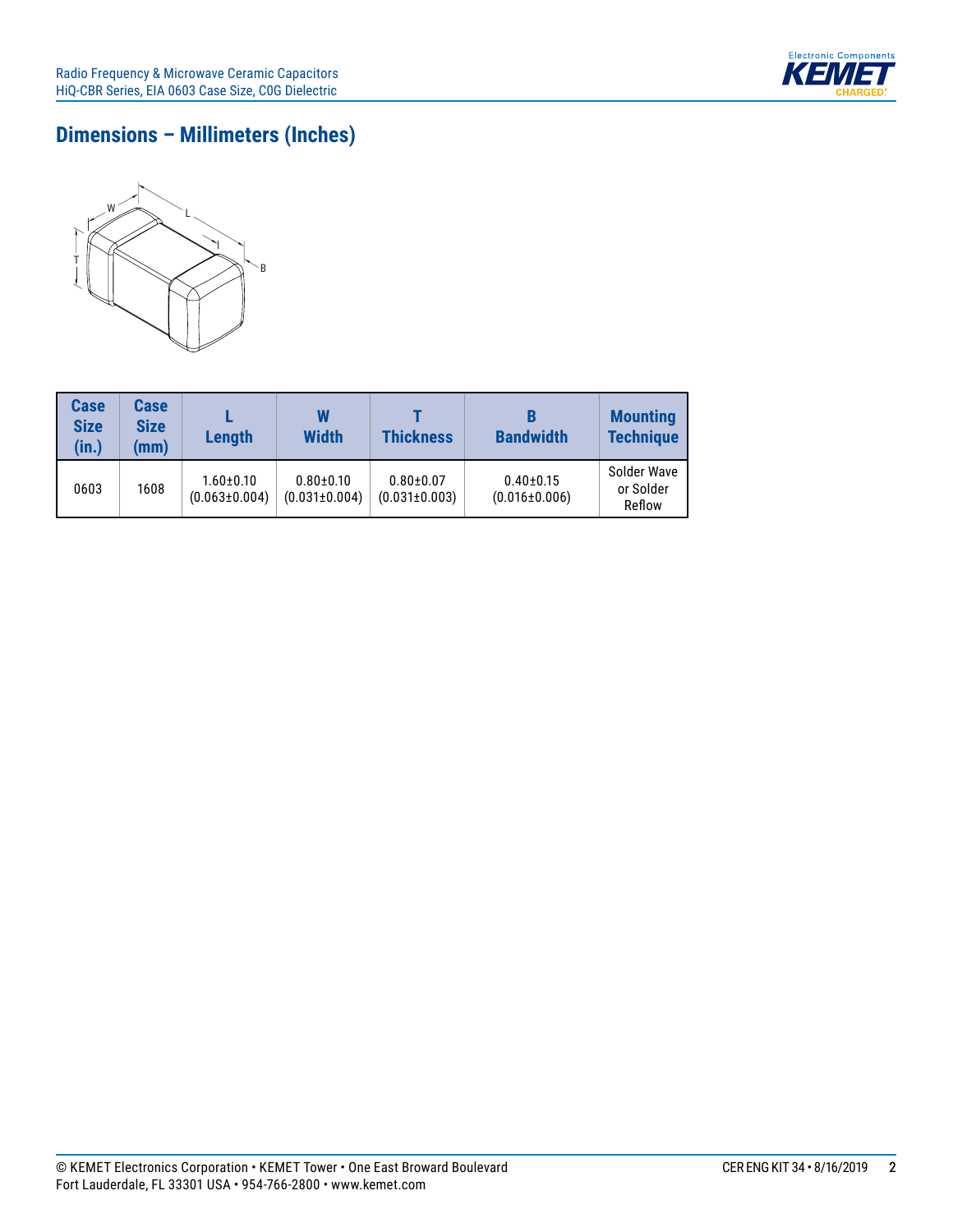## Dimensions – Millimeters (Inches)

W
L
T
B

| Case Size (in.) | Case Size (mm) | L Length | W Width | T Thickness | B Bandwidth | Mounting Technique |
|---|---|---|---|---|---|---|
| 0603 | 1608 | 1.60±0.10 (0.063±0.004) | 0.80±0.10 (0.031±0.004) | 0.80±0.07 (0.031±0.003) | 0.40±0.15 (0.016±0.006) | Solder Wave or Solder Reflow |